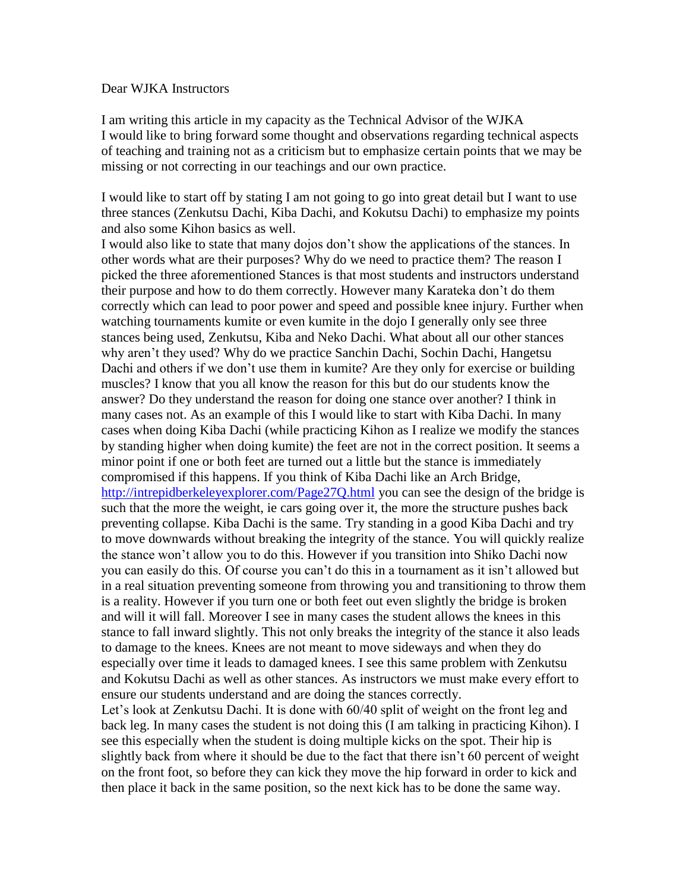Dear WJKA Instructors

I am writing this article in my capacity as the Technical Advisor of the WJKA
I would like to bring forward some thought and observations regarding technical aspects of teaching and training not as a criticism but to emphasize certain points that we may be missing or not correcting in our teachings and our own practice.

I would like to start off by stating I am not going to go into great detail but I want to use three stances (Zenkutsu Dachi, Kiba Dachi, and Kokutsu Dachi) to emphasize my points and also some Kihon basics as well.
I would also like to state that many dojos don't show the applications of the stances. In other words what are their purposes? Why do we need to practice them? The reason I picked the three aforementioned Stances is that most students and instructors understand their purpose and how to do them correctly. However many Karateka don't do them correctly which can lead to poor power and speed and possible knee injury. Further when watching tournaments kumite or even kumite in the dojo I generally only see three stances being used, Zenkutsu, Kiba and Neko Dachi. What about all our other stances why aren't they used? Why do we practice Sanchin Dachi, Sochin Dachi, Hangetsu Dachi and others if we don't use them in kumite? Are they only for exercise or building muscles? I know that you all know the reason for this but do our students know the answer? Do they understand the reason for doing one stance over another? I think in many cases not. As an example of this I would like to start with Kiba Dachi. In many cases when doing Kiba Dachi (while practicing Kihon as I realize we modify the stances by standing higher when doing kumite) the feet are not in the correct position. It seems a minor point if one or both feet are turned out a little but the stance is immediately compromised if this happens. If you think of Kiba Dachi like an Arch Bridge, [http://intrepidberkeleyexplorer.com/Page27Q.html](http://intrepidberkeleyexplorer.com/Page27Q.html) you can see the design of the bridge is such that the more the weight, ie cars going over it, the more the structure pushes back preventing collapse. Kiba Dachi is the same. Try standing in a good Kiba Dachi and try to move downwards without breaking the integrity of the stance. You will quickly realize the stance won't allow you to do this. However if you transition into Shiko Dachi now you can easily do this. Of course you can't do this in a tournament as it isn't allowed but in a real situation preventing someone from throwing you and transitioning to throw them is a reality. However if you turn one or both feet out even slightly the bridge is broken and will it will fall. Moreover I see in many cases the student allows the knees in this stance to fall inward slightly. This not only breaks the integrity of the stance it also leads to damage to the knees. Knees are not meant to move sideways and when they do especially over time it leads to damaged knees. I see this same problem with Zenkutsu and Kokutsu Dachi as well as other stances. As instructors we must make every effort to ensure our students understand and are doing the stances correctly.
Let's look at Zenkutsu Dachi. It is done with 60/40 split of weight on the front leg and back leg. In many cases the student is not doing this (I am talking in practicing Kihon). I see this especially when the student is doing multiple kicks on the spot. Their hip is slightly back from where it should be due to the fact that there isn't 60 percent of weight on the front foot, so before they can kick they move the hip forward in order to kick and then place it back in the same position, so the next kick has to be done the same way.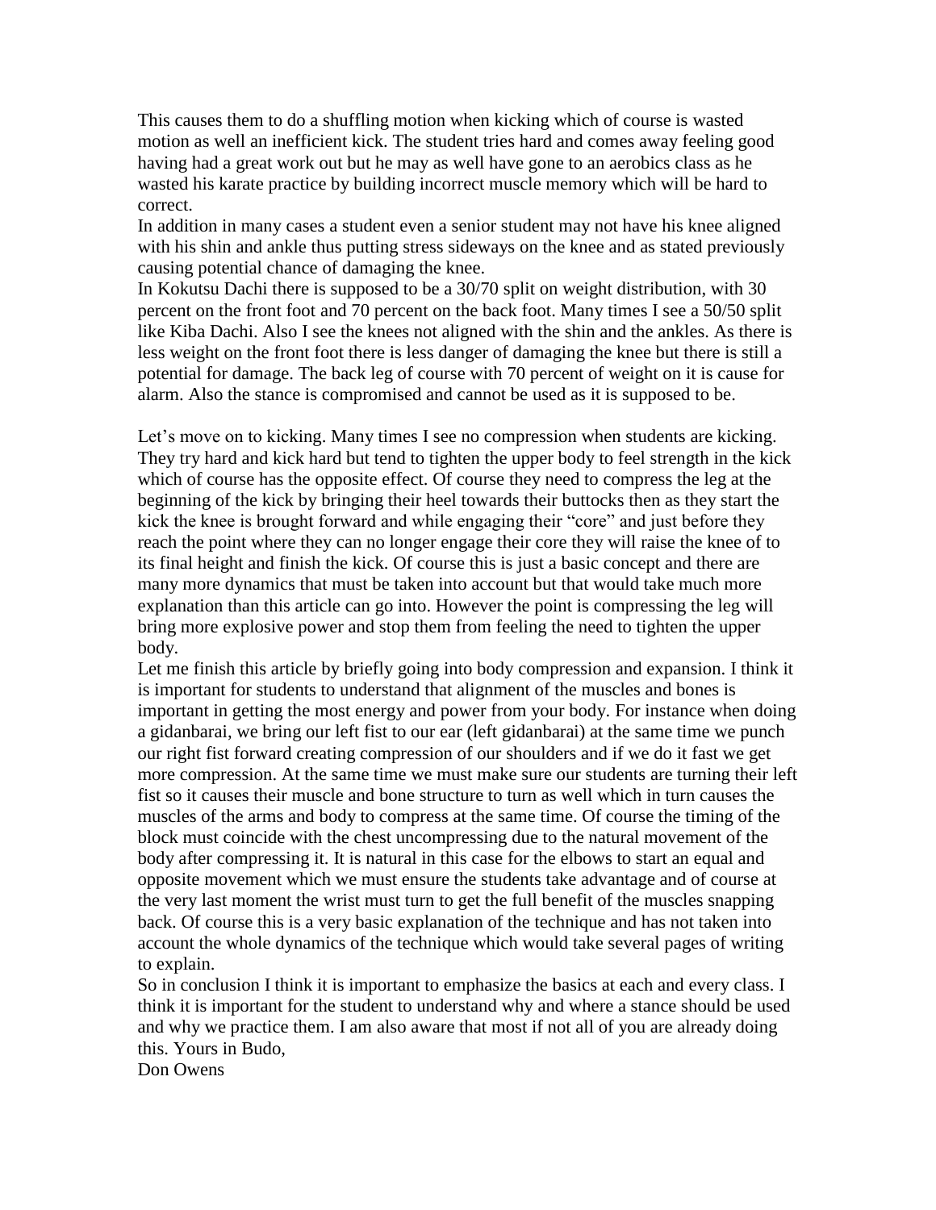This causes them to do a shuffling motion when kicking which of course is wasted motion as well an inefficient kick. The student tries hard and comes away feeling good having had a great work out but he may as well have gone to an aerobics class as he wasted his karate practice by building incorrect muscle memory which will be hard to correct.

In addition in many cases a student even a senior student may not have his knee aligned with his shin and ankle thus putting stress sideways on the knee and as stated previously causing potential chance of damaging the knee.

In Kokutsu Dachi there is supposed to be a 30/70 split on weight distribution, with 30 percent on the front foot and 70 percent on the back foot. Many times I see a 50/50 split like Kiba Dachi. Also I see the knees not aligned with the shin and the ankles. As there is less weight on the front foot there is less danger of damaging the knee but there is still a potential for damage. The back leg of course with 70 percent of weight on it is cause for alarm. Also the stance is compromised and cannot be used as it is supposed to be.

Let's move on to kicking. Many times I see no compression when students are kicking. They try hard and kick hard but tend to tighten the upper body to feel strength in the kick which of course has the opposite effect. Of course they need to compress the leg at the beginning of the kick by bringing their heel towards their buttocks then as they start the kick the knee is brought forward and while engaging their "core" and just before they reach the point where they can no longer engage their core they will raise the knee of to its final height and finish the kick. Of course this is just a basic concept and there are many more dynamics that must be taken into account but that would take much more explanation than this article can go into. However the point is compressing the leg will bring more explosive power and stop them from feeling the need to tighten the upper body.

Let me finish this article by briefly going into body compression and expansion. I think it is important for students to understand that alignment of the muscles and bones is important in getting the most energy and power from your body. For instance when doing a gidanbarai, we bring our left fist to our ear (left gidanbarai) at the same time we punch our right fist forward creating compression of our shoulders and if we do it fast we get more compression. At the same time we must make sure our students are turning their left fist so it causes their muscle and bone structure to turn as well which in turn causes the muscles of the arms and body to compress at the same time. Of course the timing of the block must coincide with the chest uncompressing due to the natural movement of the body after compressing it. It is natural in this case for the elbows to start an equal and opposite movement which we must ensure the students take advantage and of course at the very last moment the wrist must turn to get the full benefit of the muscles snapping back. Of course this is a very basic explanation of the technique and has not taken into account the whole dynamics of the technique which would take several pages of writing to explain.

So in conclusion I think it is important to emphasize the basics at each and every class. I think it is important for the student to understand why and where a stance should be used and why we practice them. I am also aware that most if not all of you are already doing this. Yours in Budo,

Don Owens